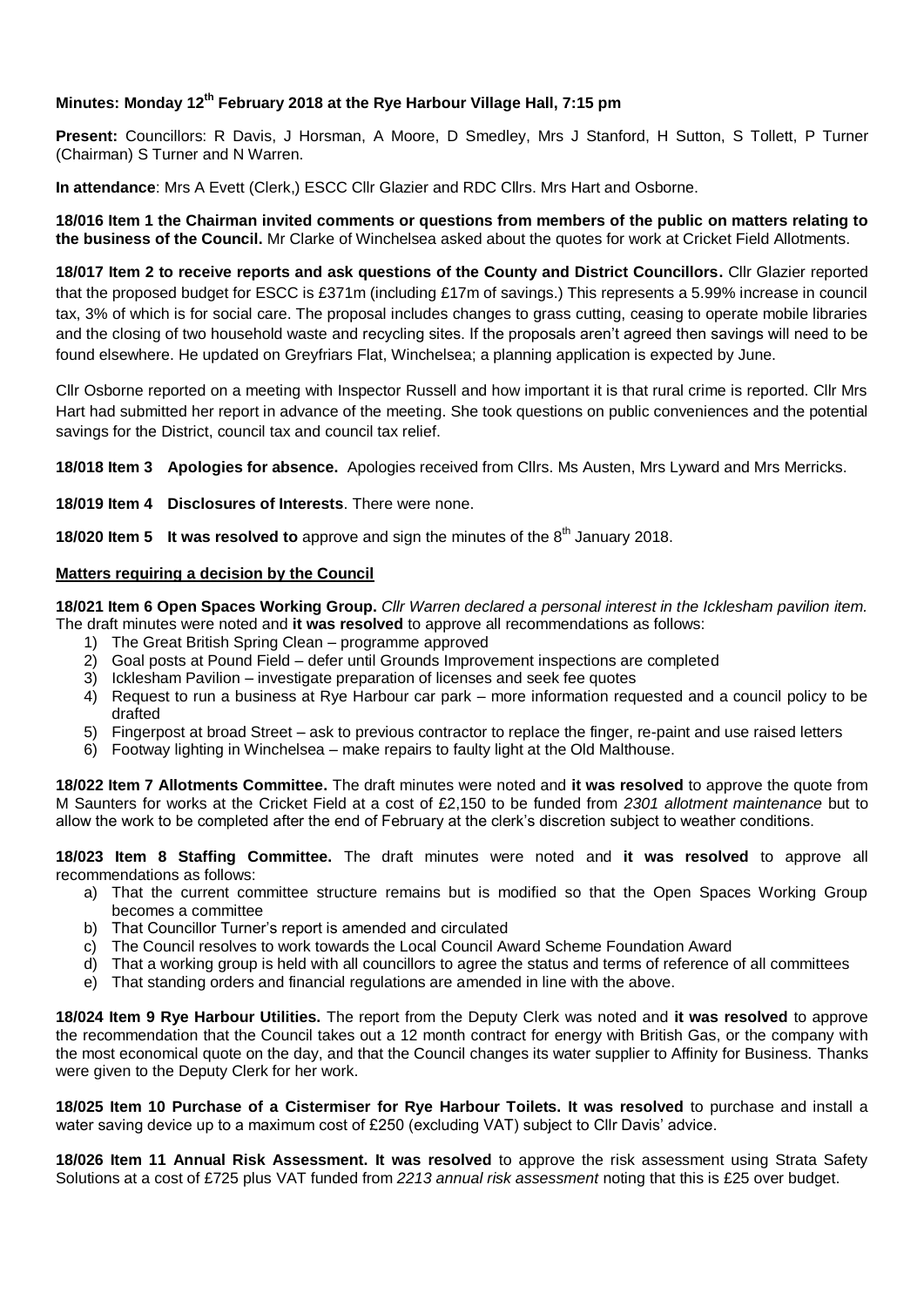**Minutes: Monday 12th February 2018 at the Rye Harbour Village Hall, 7:15 pm**

**Present:** Councillors: R Davis, J Horsman, A Moore, D Smedley, Mrs J Stanford, H Sutton, S Tollett, P Turner (Chairman) S Turner and N Warren.

**In attendance**: Mrs A Evett (Clerk,) ESCC Cllr Glazier and RDC Cllrs. Mrs Hart and Osborne.

**18/016 Item 1 the Chairman invited comments or questions from members of the public on matters relating to the business of the Council.** Mr Clarke of Winchelsea asked about the quotes for work at Cricket Field Allotments.

**18/017 Item 2 to receive reports and ask questions of the County and District Councillors.** Cllr Glazier reported that the proposed budget for ESCC is £371m (including £17m of savings.) This represents a 5.99% increase in council tax, 3% of which is for social care. The proposal includes changes to grass cutting, ceasing to operate mobile libraries and the closing of two household waste and recycling sites. If the proposals aren't agreed then savings will need to be found elsewhere. He updated on Greyfriars Flat, Winchelsea; a planning application is expected by June.

Cllr Osborne reported on a meeting with Inspector Russell and how important it is that rural crime is reported. Cllr Mrs Hart had submitted her report in advance of the meeting. She took questions on public conveniences and the potential savings for the District, council tax and council tax relief.

**18/018 Item 3 Apologies for absence.** Apologies received from Cllrs. Ms Austen, Mrs Lyward and Mrs Merricks.

**18/019 Item 4 Disclosures of Interests**. There were none.

**18/020 Item 5 It was resolved to** approve and sign the minutes of the 8th January 2018.

**Matters requiring a decision by the Council**

**18/021 Item 6 Open Spaces Working Group.** *Cllr Warren declared a personal interest in the Icklesham pavilion item.* The draft minutes were noted and **it was resolved** to approve all recommendations as follows:

1) The Great British Spring Clean – programme approved
2) Goal posts at Pound Field – defer until Grounds Improvement inspections are completed
3) Icklesham Pavilion – investigate preparation of licenses and seek fee quotes
4) Request to run a business at Rye Harbour car park – more information requested and a council policy to be drafted
5) Fingerpost at broad Street – ask to previous contractor to replace the finger, re-paint and use raised letters
6) Footway lighting in Winchelsea – make repairs to faulty light at the Old Malthouse.

**18/022 Item 7 Allotments Committee.** The draft minutes were noted and **it was resolved** to approve the quote from M Saunters for works at the Cricket Field at a cost of £2,150 to be funded from *2301 allotment maintenance* but to allow the work to be completed after the end of February at the clerk's discretion subject to weather conditions.

**18/023 Item 8 Staffing Committee.** The draft minutes were noted and **it was resolved** to approve all recommendations as follows:

a) That the current committee structure remains but is modified so that the Open Spaces Working Group becomes a committee
b) That Councillor Turner's report is amended and circulated
c) The Council resolves to work towards the Local Council Award Scheme Foundation Award
d) That a working group is held with all councillors to agree the status and terms of reference of all committees
e) That standing orders and financial regulations are amended in line with the above.

**18/024 Item 9 Rye Harbour Utilities.** The report from the Deputy Clerk was noted and **it was resolved** to approve the recommendation that the Council takes out a 12 month contract for energy with British Gas, or the company with the most economical quote on the day, and that the Council changes its water supplier to Affinity for Business. Thanks were given to the Deputy Clerk for her work.

**18/025 Item 10 Purchase of a Cistermiser for Rye Harbour Toilets. It was resolved** to purchase and install a water saving device up to a maximum cost of £250 (excluding VAT) subject to Cllr Davis' advice.

**18/026 Item 11 Annual Risk Assessment. It was resolved** to approve the risk assessment using Strata Safety Solutions at a cost of £725 plus VAT funded from *2213 annual risk assessment* noting that this is £25 over budget.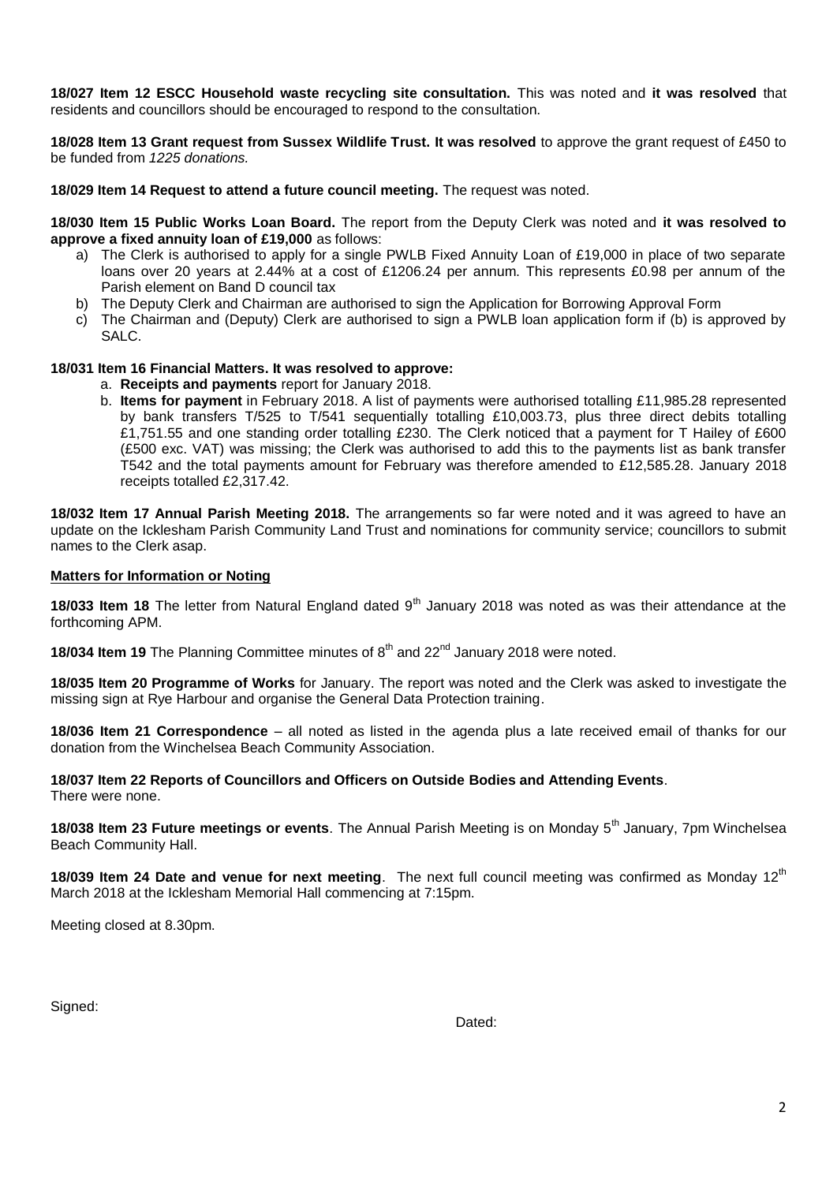**18/027 Item 12 ESCC Household waste recycling site consultation.** This was noted and **it was resolved** that residents and councillors should be encouraged to respond to the consultation.

**18/028 Item 13 Grant request from Sussex Wildlife Trust. It was resolved** to approve the grant request of £450 to be funded from *1225 donations.*

**18/029 Item 14 Request to attend a future council meeting.** The request was noted.

**18/030 Item 15 Public Works Loan Board.** The report from the Deputy Clerk was noted and **it was resolved to approve a fixed annuity loan of £19,000** as follows:

a) The Clerk is authorised to apply for a single PWLB Fixed Annuity Loan of £19,000 in place of two separate loans over 20 years at 2.44% at a cost of £1206.24 per annum. This represents £0.98 per annum of the Parish element on Band D council tax
b) The Deputy Clerk and Chairman are authorised to sign the Application for Borrowing Approval Form
c) The Chairman and (Deputy) Clerk are authorised to sign a PWLB loan application form if (b) is approved by SALC.

**18/031 Item 16 Financial Matters. It was resolved to approve:**

a. **Receipts and payments** report for January 2018.
b. **Items for payment** in February 2018. A list of payments were authorised totalling £11,985.28 represented by bank transfers T/525 to T/541 sequentially totalling £10,003.73, plus three direct debits totalling £1,751.55 and one standing order totalling £230. The Clerk noticed that a payment for T Hailey of £600 (£500 exc. VAT) was missing; the Clerk was authorised to add this to the payments list as bank transfer T542 and the total payments amount for February was therefore amended to £12,585.28. January 2018 receipts totalled £2,317.42.

**18/032 Item 17 Annual Parish Meeting 2018.** The arrangements so far were noted and it was agreed to have an update on the Icklesham Parish Community Land Trust and nominations for community service; councillors to submit names to the Clerk asap.

**Matters for Information or Noting**

**18/033 Item 18** The letter from Natural England dated 9th January 2018 was noted as was their attendance at the forthcoming APM.

**18/034 Item 19** The Planning Committee minutes of 8th and 22nd January 2018 were noted.

**18/035 Item 20 Programme of Works** for January. The report was noted and the Clerk was asked to investigate the missing sign at Rye Harbour and organise the General Data Protection training.

**18/036 Item 21 Correspondence** – all noted as listed in the agenda plus a late received email of thanks for our donation from the Winchelsea Beach Community Association.

**18/037 Item 22 Reports of Councillors and Officers on Outside Bodies and Attending Events**.
There were none.

**18/038 Item 23 Future meetings or events**. The Annual Parish Meeting is on Monday 5th January, 7pm Winchelsea Beach Community Hall.

**18/039 Item 24 Date and venue for next meeting**. The next full council meeting was confirmed as Monday 12th March 2018 at the Icklesham Memorial Hall commencing at 7:15pm.

Meeting closed at 8.30pm.

Signed:

Dated: